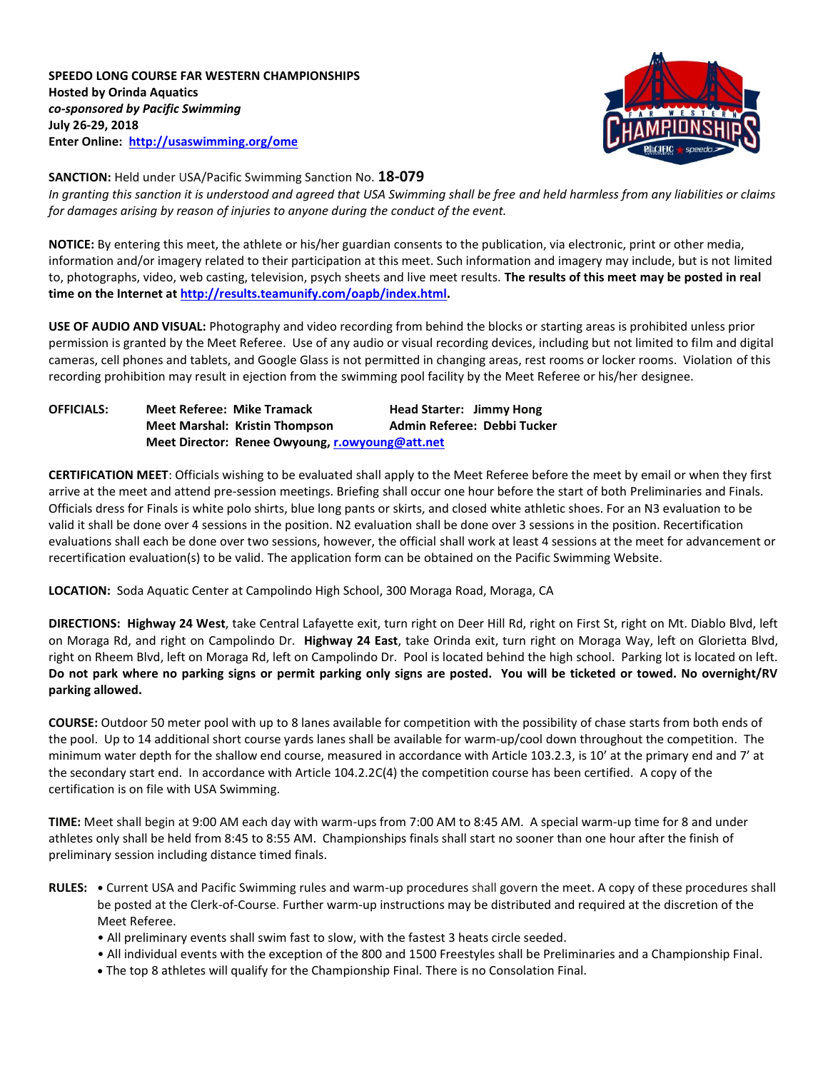**SPEEDO LONG COURSE FAR WESTERN CHAMPIONSHIPS**
**Hosted by Orinda Aquatics**
***co-sponsored by Pacific Swimming***
**July 26-29, 2018**
**Enter Online: [http://usaswimming.org/ome](http://usaswimming.org/ome)**

**SANCTION:** Held under USA/Pacific Swimming Sanction No. **18-079**
*In granting this sanction it is understood and agreed that USA Swimming shall be free and held harmless from any liabilities or claims for damages arising by reason of injuries to anyone during the conduct of the event.*

**NOTICE:** By entering this meet, the athlete or his/her guardian consents to the publication, via electronic, print or other media, information and/or imagery related to their participation at this meet. Such information and imagery may include, but is not limited to, photographs, video, web casting, television, psych sheets and live meet results. **The results of this meet may be posted in real time on the Internet at [http://results.teamunify.com/oapb/index.html](http://results.teamunify.com/oapb/index.html).**

**USE OF AUDIO AND VISUAL:** Photography and video recording from behind the blocks or starting areas is prohibited unless prior permission is granted by the Meet Referee. Use of any audio or visual recording devices, including but not limited to film and digital cameras, cell phones and tablets, and Google Glass is not permitted in changing areas, rest rooms or locker rooms. Violation of this recording prohibition may result in ejection from the swimming pool facility by the Meet Referee or his/her designee.

**OFFICIALS:** **Meet Referee: Mike Tramack** | **Head Starter: Jimmy Hong**
**Meet Marshal: Kristin Thompson** | **Admin Referee: Debbi Tucker**
**Meet Director: Renee Owyoung, [r.owyoung@att.net](mailto:r.owyoung@att.net)**

**CERTIFICATION MEET**: Officials wishing to be evaluated shall apply to the Meet Referee before the meet by email or when they first arrive at the meet and attend pre-session meetings. Briefing shall occur one hour before the start of both Preliminaries and Finals. Officials dress for Finals is white polo shirts, blue long pants or skirts, and closed white athletic shoes. For an N3 evaluation to be valid it shall be done over 4 sessions in the position. N2 evaluation shall be done over 3 sessions in the position. Recertification evaluations shall each be done over two sessions, however, the official shall work at least 4 sessions at the meet for advancement or recertification evaluation(s) to be valid. The application form can be obtained on the Pacific Swimming Website.

**LOCATION:** Soda Aquatic Center at Campolindo High School, 300 Moraga Road, Moraga, CA

**DIRECTIONS: Highway 24 West**, take Central Lafayette exit, turn right on Deer Hill Rd, right on First St, right on Mt. Diablo Blvd, left on Moraga Rd, and right on Campolindo Dr. **Highway 24 East**, take Orinda exit, turn right on Moraga Way, left on Glorietta Blvd, right on Rheem Blvd, left on Moraga Rd, left on Campolindo Dr. Pool is located behind the high school. Parking lot is located on left. **Do not park where no parking signs or permit parking only signs are posted. You will be ticketed or towed. No overnight/RV parking allowed.**

**COURSE:** Outdoor 50 meter pool with up to 8 lanes available for competition with the possibility of chase starts from both ends of the pool. Up to 14 additional short course yards lanes shall be available for warm-up/cool down throughout the competition. The minimum water depth for the shallow end course, measured in accordance with Article 103.2.3, is 10' at the primary end and 7' at the secondary start end. In accordance with Article 104.2.2C(4) the competition course has been certified. A copy of the certification is on file with USA Swimming.

**TIME:** Meet shall begin at 9:00 AM each day with warm-ups from 7:00 AM to 8:45 AM. A special warm-up time for 8 and under athletes only shall be held from 8:45 to 8:55 AM. Championships finals shall start no sooner than one hour after the finish of preliminary session including distance timed finals.

**RULES:**
- Current USA and Pacific Swimming rules and warm-up procedures shall govern the meet. A copy of these procedures shall be posted at the Clerk-of-Course. Further warm-up instructions may be distributed and required at the discretion of the Meet Referee.
- All preliminary events shall swim fast to slow, with the fastest 3 heats circle seeded.
- All individual events with the exception of the 800 and 1500 Freestyles shall be Preliminaries and a Championship Final.
- The top 8 athletes will qualify for the Championship Final. There is no Consolation Final.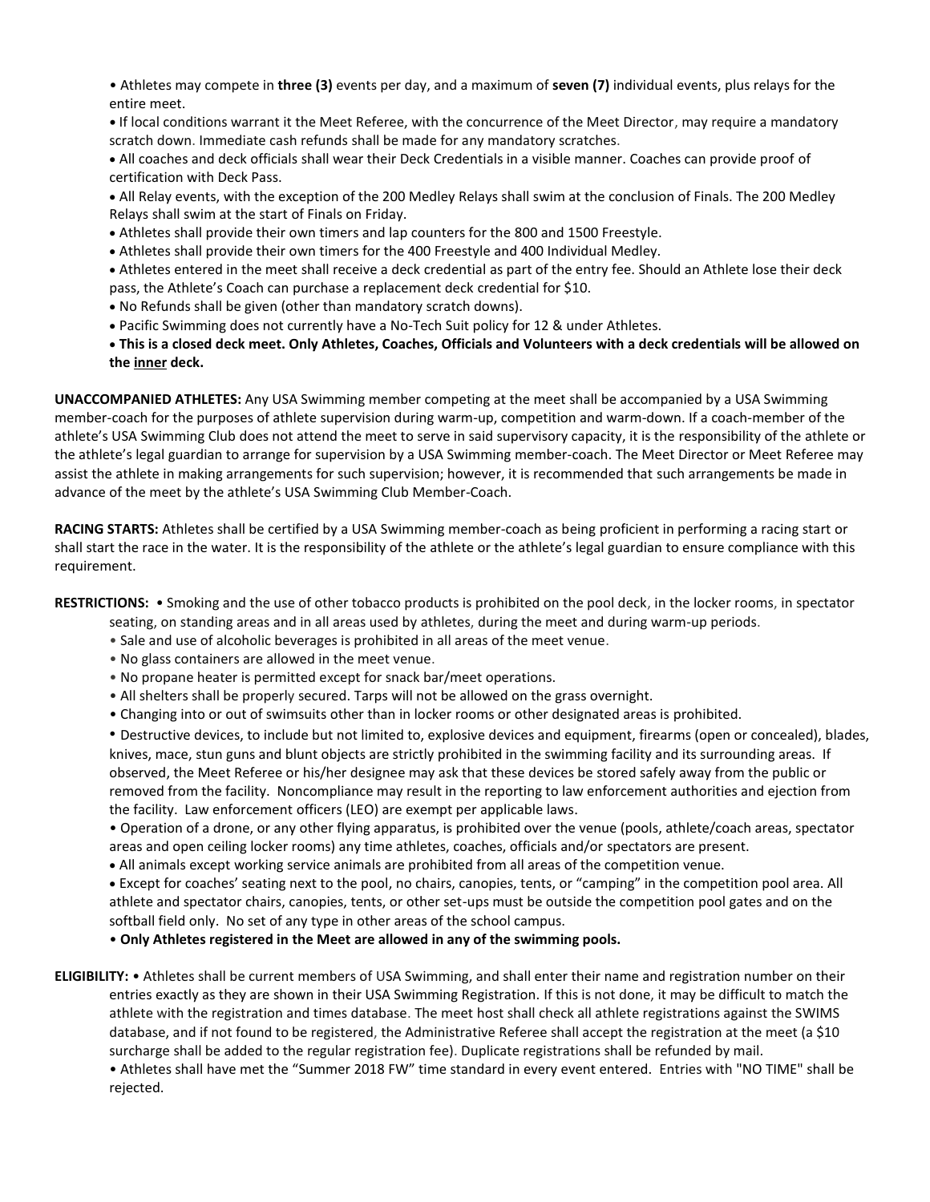- Athletes may compete in **three (3)** events per day, and a maximum of **seven (7)** individual events, plus relays for the entire meet.
- If local conditions warrant it the Meet Referee, with the concurrence of the Meet Director, may require a mandatory scratch down. Immediate cash refunds shall be made for any mandatory scratches.
- All coaches and deck officials shall wear their Deck Credentials in a visible manner. Coaches can provide proof of certification with Deck Pass.
- All Relay events, with the exception of the 200 Medley Relays shall swim at the conclusion of Finals. The 200 Medley Relays shall swim at the start of Finals on Friday.
- Athletes shall provide their own timers and lap counters for the 800 and 1500 Freestyle.
- Athletes shall provide their own timers for the 400 Freestyle and 400 Individual Medley.
- Athletes entered in the meet shall receive a deck credential as part of the entry fee. Should an Athlete lose their deck pass, the Athlete's Coach can purchase a replacement deck credential for $10.
- No Refunds shall be given (other than mandatory scratch downs).
- Pacific Swimming does not currently have a No-Tech Suit policy for 12 & under Athletes.
- **This is a closed deck meet. Only Athletes, Coaches, Officials and Volunteers with a deck credentials will be allowed on the <u>inner</u> deck.**

**UNACCOMPANIED ATHLETES:** Any USA Swimming member competing at the meet shall be accompanied by a USA Swimming member-coach for the purposes of athlete supervision during warm-up, competition and warm-down. If a coach-member of the athlete's USA Swimming Club does not attend the meet to serve in said supervisory capacity, it is the responsibility of the athlete or the athlete's legal guardian to arrange for supervision by a USA Swimming member-coach. The Meet Director or Meet Referee may assist the athlete in making arrangements for such supervision; however, it is recommended that such arrangements be made in advance of the meet by the athlete's USA Swimming Club Member-Coach.

**RACING STARTS:** Athletes shall be certified by a USA Swimming member-coach as being proficient in performing a racing start or shall start the race in the water. It is the responsibility of the athlete or the athlete's legal guardian to ensure compliance with this requirement.

**RESTRICTIONS:**

- Smoking and the use of other tobacco products is prohibited on the pool deck, in the locker rooms, in spectator seating, on standing areas and in all areas used by athletes, during the meet and during warm-up periods.
- Sale and use of alcoholic beverages is prohibited in all areas of the meet venue.
- No glass containers are allowed in the meet venue.
- No propane heater is permitted except for snack bar/meet operations.
- All shelters shall be properly secured. Tarps will not be allowed on the grass overnight.
- Changing into or out of swimsuits other than in locker rooms or other designated areas is prohibited.
- Destructive devices, to include but not limited to, explosive devices and equipment, firearms (open or concealed), blades, knives, mace, stun guns and blunt objects are strictly prohibited in the swimming facility and its surrounding areas. If observed, the Meet Referee or his/her designee may ask that these devices be stored safely away from the public or removed from the facility. Noncompliance may result in the reporting to law enforcement authorities and ejection from the facility. Law enforcement officers (LEO) are exempt per applicable laws.
- Operation of a drone, or any other flying apparatus, is prohibited over the venue (pools, athlete/coach areas, spectator areas and open ceiling locker rooms) any time athletes, coaches, officials and/or spectators are present.
- All animals except working service animals are prohibited from all areas of the competition venue.
- Except for coaches' seating next to the pool, no chairs, canopies, tents, or "camping" in the competition pool area. All athlete and spectator chairs, canopies, tents, or other set-ups must be outside the competition pool gates and on the softball field only. No set of any type in other areas of the school campus.
- **Only Athletes registered in the Meet are allowed in any of the swimming pools.**

**ELIGIBILITY:**

- Athletes shall be current members of USA Swimming, and shall enter their name and registration number on their entries exactly as they are shown in their USA Swimming Registration. If this is not done, it may be difficult to match the athlete with the registration and times database. The meet host shall check all athlete registrations against the SWIMS database, and if not found to be registered, the Administrative Referee shall accept the registration at the meet (a $10 surcharge shall be added to the regular registration fee). Duplicate registrations shall be refunded by mail.
- Athletes shall have met the "Summer 2018 FW" time standard in every event entered. Entries with "NO TIME" shall be rejected.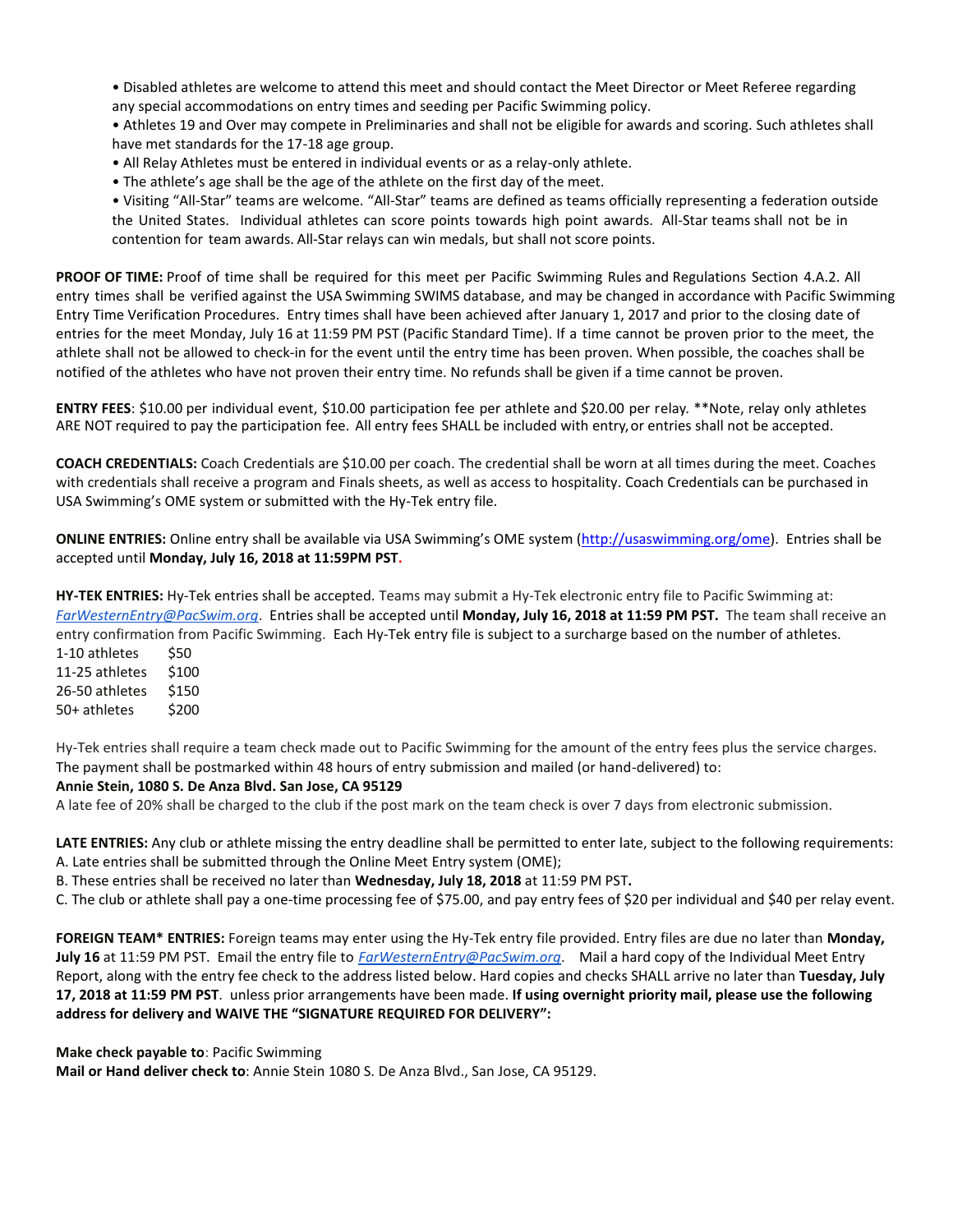• Disabled athletes are welcome to attend this meet and should contact the Meet Director or Meet Referee regarding any special accommodations on entry times and seeding per Pacific Swimming policy.
• Athletes 19 and Over may compete in Preliminaries and shall not be eligible for awards and scoring. Such athletes shall have met standards for the 17-18 age group.
• All Relay Athletes must be entered in individual events or as a relay-only athlete.
• The athlete's age shall be the age of the athlete on the first day of the meet.
• Visiting "All-Star" teams are welcome. "All-Star" teams are defined as teams officially representing a federation outside the United States. Individual athletes can score points towards high point awards. All-Star teams shall not be in contention for team awards. All-Star relays can win medals, but shall not score points.

**PROOF OF TIME:** Proof of time shall be required for this meet per Pacific Swimming Rules and Regulations Section 4.A.2. All entry times shall be verified against the USA Swimming SWIMS database, and may be changed in accordance with Pacific Swimming Entry Time Verification Procedures. Entry times shall have been achieved after January 1, 2017 and prior to the closing date of entries for the meet Monday, July 16 at 11:59 PM PST (Pacific Standard Time). If a time cannot be proven prior to the meet, the athlete shall not be allowed to check-in for the event until the entry time has been proven. When possible, the coaches shall be notified of the athletes who have not proven their entry time. No refunds shall be given if a time cannot be proven.

**ENTRY FEES**: $10.00 per individual event, $10.00 participation fee per athlete and $20.00 per relay. **Note, relay only athletes ARE NOT required to pay the participation fee. All entry fees SHALL be included with entry, or entries shall not be accepted.

**COACH CREDENTIALS:** Coach Credentials are $10.00 per coach. The credential shall be worn at all times during the meet. Coaches with credentials shall receive a program and Finals sheets, as well as access to hospitality. Coach Credentials can be purchased in USA Swimming's OME system or submitted with the Hy-Tek entry file.

**ONLINE ENTRIES:** Online entry shall be available via USA Swimming's OME system (http://usaswimming.org/ome). Entries shall be accepted until **Monday, July 16, 2018 at 11:59PM PST.**

**HY-TEK ENTRIES:** Hy-Tek entries shall be accepted. Teams may submit a Hy-Tek electronic entry file to Pacific Swimming at: *FarWesternEntry@PacSwim.org*. Entries shall be accepted until **Monday, July 16, 2018 at 11:59 PM PST.** The team shall receive an entry confirmation from Pacific Swimming. Each Hy-Tek entry file is subject to a surcharge based on the number of athletes.

| | |
|---|---|
| 1-10 athletes | $50 |
| 11-25 athletes | $100 |
| 26-50 athletes | $150 |
| 50+ athletes | $200 |

Hy-Tek entries shall require a team check made out to Pacific Swimming for the amount of the entry fees plus the service charges. The payment shall be postmarked within 48 hours of entry submission and mailed (or hand-delivered) to:
**Annie Stein, 1080 S. De Anza Blvd. San Jose, CA 95129**
A late fee of 20% shall be charged to the club if the post mark on the team check is over 7 days from electronic submission.

**LATE ENTRIES:** Any club or athlete missing the entry deadline shall be permitted to enter late, subject to the following requirements:
A. Late entries shall be submitted through the Online Meet Entry system (OME);
B. These entries shall be received no later than **Wednesday, July 18, 2018** at 11:59 PM PST**.**
C. The club or athlete shall pay a one-time processing fee of $75.00, and pay entry fees of $20 per individual and $40 per relay event.

**FOREIGN TEAM* ENTRIES:** Foreign teams may enter using the Hy-Tek entry file provided. Entry files are due no later than **Monday, July 16** at 11:59 PM PST. Email the entry file to *FarWesternEntry@PacSwim.org*. Mail a hard copy of the Individual Meet Entry Report, along with the entry fee check to the address listed below. Hard copies and checks SHALL arrive no later than **Tuesday, July 17, 2018 at 11:59 PM PST**. unless prior arrangements have been made. **If using overnight priority mail, please use the following address for delivery and WAIVE THE "SIGNATURE REQUIRED FOR DELIVERY":**

**Make check payable to**: Pacific Swimming
**Mail or Hand deliver check to**: Annie Stein 1080 S. De Anza Blvd., San Jose, CA 95129.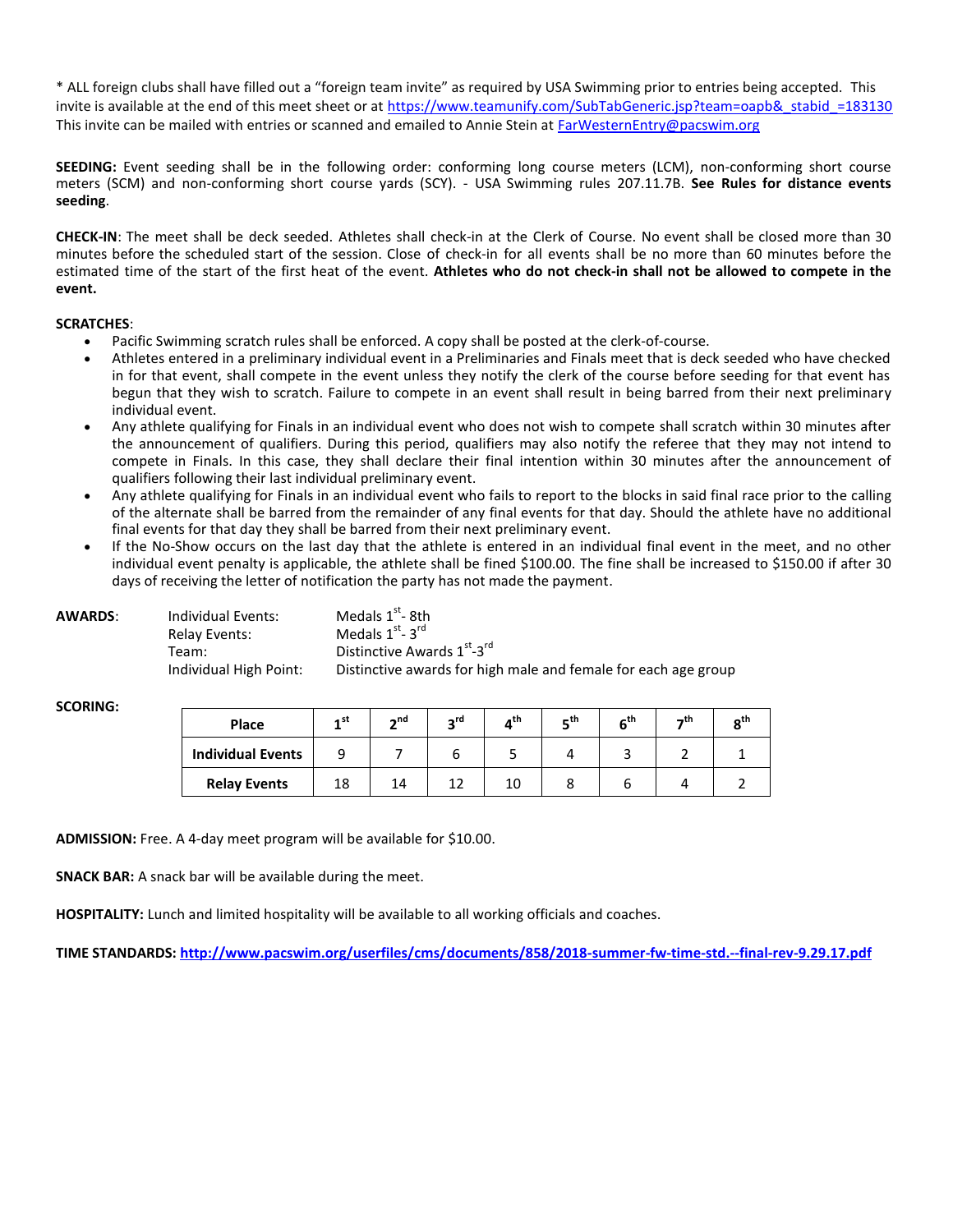* ALL foreign clubs shall have filled out a "foreign team invite" as required by USA Swimming prior to entries being accepted. This invite is available at the end of this meet sheet or at https://www.teamunify.com/SubTabGeneric.jsp?team=oapb&_stabid_=183130 This invite can be mailed with entries or scanned and emailed to Annie Stein at FarWesternEntry@pacswim.org

**SEEDING:** Event seeding shall be in the following order: conforming long course meters (LCM), non-conforming short course meters (SCM) and non-conforming short course yards (SCY). - USA Swimming rules 207.11.7B. **See Rules for distance events seeding**.

**CHECK-IN**: The meet shall be deck seeded. Athletes shall check-in at the Clerk of Course. No event shall be closed more than 30 minutes before the scheduled start of the session. Close of check-in for all events shall be no more than 60 minutes before the estimated time of the start of the first heat of the event. **Athletes who do not check-in shall not be allowed to compete in the event.**

**SCRATCHES**:

- Pacific Swimming scratch rules shall be enforced. A copy shall be posted at the clerk-of-course.
- Athletes entered in a preliminary individual event in a Preliminaries and Finals meet that is deck seeded who have checked in for that event, shall compete in the event unless they notify the clerk of the course before seeding for that event has begun that they wish to scratch. Failure to compete in an event shall result in being barred from their next preliminary individual event.
- Any athlete qualifying for Finals in an individual event who does not wish to compete shall scratch within 30 minutes after the announcement of qualifiers. During this period, qualifiers may also notify the referee that they may not intend to compete in Finals. In this case, they shall declare their final intention within 30 minutes after the announcement of qualifiers following their last individual preliminary event.
- Any athlete qualifying for Finals in an individual event who fails to report to the blocks in said final race prior to the calling of the alternate shall be barred from the remainder of any final events for that day. Should the athlete have no additional final events for that day they shall be barred from their next preliminary event.
- If the No-Show occurs on the last day that the athlete is entered in an individual final event in the meet, and no other individual event penalty is applicable, the athlete shall be fined $100.00. The fine shall be increased to $150.00 if after 30 days of receiving the letter of notification the party has not made the payment.

**AWARDS**:

| | |
|---|---|
| Individual Events: | Medals 1st- 8th |
| Relay Events: | Medals 1st- 3rd |
| Team: | Distinctive Awards 1st-3rd |
| Individual High Point: | Distinctive awards for high male and female for each age group |

**SCORING:**

| Place | 1st | 2nd | 3rd | 4th | 5th | 6th | 7th | 8th |
|---|---|---|---|---|---|---|---|---|
| **Individual Events** | 9 | 7 | 6 | 5 | 4 | 3 | 2 | 1 |
| **Relay Events** | 18 | 14 | 12 | 10 | 8 | 6 | 4 | 2 |

**ADMISSION:** Free. A 4-day meet program will be available for $10.00.

**SNACK BAR:** A snack bar will be available during the meet.

**HOSPITALITY:** Lunch and limited hospitality will be available to all working officials and coaches.

**TIME STANDARDS: http://www.pacswim.org/userfiles/cms/documents/858/2018-summer-fw-time-std.--final-rev-9.29.17.pdf**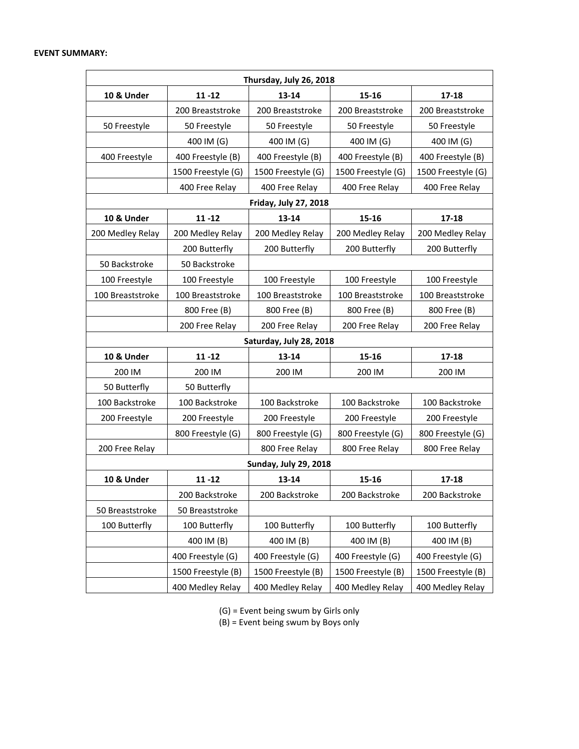**EVENT SUMMARY:**

| Thursday, July 26, 2018 | | | | |
|---|---|---|---|---|
| **10 & Under** | **11 -12** | **13-14** | **15-16** | **17-18** |
| | 200 Breaststroke | 200 Breaststroke | 200 Breaststroke | 200 Breaststroke |
| 50 Freestyle | 50 Freestyle | 50 Freestyle | 50 Freestyle | 50 Freestyle |
| | 400 IM (G) | 400 IM (G) | 400 IM (G) | 400 IM (G) |
| 400 Freestyle | 400 Freestyle (B) | 400 Freestyle (B) | 400 Freestyle (B) | 400 Freestyle (B) |
| | 1500 Freestyle (G) | 1500 Freestyle (G) | 1500 Freestyle (G) | 1500 Freestyle (G) |
| | 400 Free Relay | 400 Free Relay | 400 Free Relay | 400 Free Relay |
| **Friday, July 27, 2018** | | | | |
| **10 & Under** | **11 -12** | **13-14** | **15-16** | **17-18** |
| 200 Medley Relay | 200 Medley Relay | 200 Medley Relay | 200 Medley Relay | 200 Medley Relay |
| | 200 Butterfly | 200 Butterfly | 200 Butterfly | 200 Butterfly |
| 50 Backstroke | 50 Backstroke | | | |
| 100 Freestyle | 100 Freestyle | 100 Freestyle | 100 Freestyle | 100 Freestyle |
| 100 Breaststroke | 100 Breaststroke | 100 Breaststroke | 100 Breaststroke | 100 Breaststroke |
| | 800 Free (B) | 800 Free (B) | 800 Free (B) | 800 Free (B) |
| | 200 Free Relay | 200 Free Relay | 200 Free Relay | 200 Free Relay |
| **Saturday, July 28, 2018** | | | | |
| **10 & Under** | **11 -12** | **13-14** | **15-16** | **17-18** |
| 200 IM | 200 IM | 200 IM | 200 IM | 200 IM |
| 50 Butterfly | 50 Butterfly | | | |
| 100 Backstroke | 100 Backstroke | 100 Backstroke | 100 Backstroke | 100 Backstroke |
| 200 Freestyle | 200 Freestyle | 200 Freestyle | 200 Freestyle | 200 Freestyle |
| | 800 Freestyle (G) | 800 Freestyle (G) | 800 Freestyle (G) | 800 Freestyle (G) |
| 200 Free Relay | | 800 Free Relay | 800 Free Relay | 800 Free Relay |
| **Sunday, July 29, 2018** | | | | |
| **10 & Under** | **11 -12** | **13-14** | **15-16** | **17-18** |
| | 200 Backstroke | 200 Backstroke | 200 Backstroke | 200 Backstroke |
| 50 Breaststroke | 50 Breaststroke | | | |
| 100 Butterfly | 100 Butterfly | 100 Butterfly | 100 Butterfly | 100 Butterfly |
| | 400 IM (B) | 400 IM (B) | 400 IM (B) | 400 IM (B) |
| | 400 Freestyle (G) | 400 Freestyle (G) | 400 Freestyle (G) | 400 Freestyle (G) |
| | 1500 Freestyle (B) | 1500 Freestyle (B) | 1500 Freestyle (B) | 1500 Freestyle (B) |
| | 400 Medley Relay | 400 Medley Relay | 400 Medley Relay | 400 Medley Relay |

(G) = Event being swum by Girls only
(B) = Event being swum by Boys only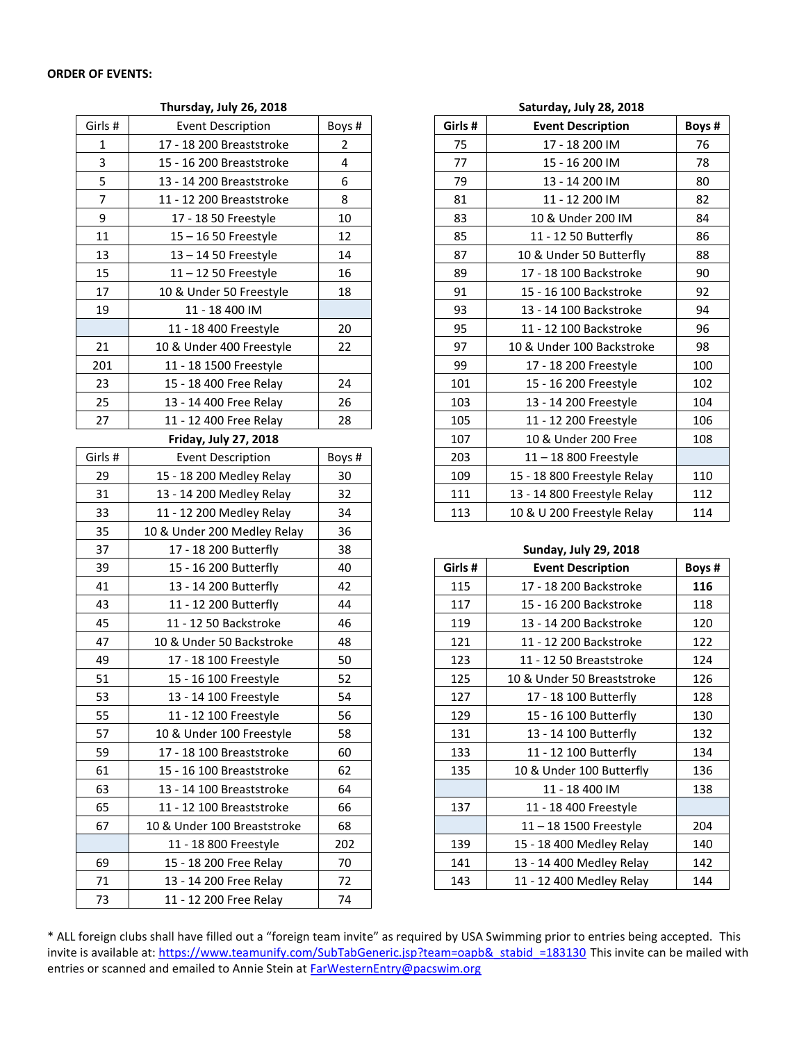**ORDER OF EVENTS:**

**Thursday, July 26, 2018**

| Girls # | Event Description | Boys # |
|---|---|---|
| 1 | 17 - 18 200 Breaststroke | 2 |
| 3 | 15 - 16 200 Breaststroke | 4 |
| 5 | 13 - 14 200 Breaststroke | 6 |
| 7 | 11 - 12 200 Breaststroke | 8 |
| 9 | 17 - 18 50 Freestyle | 10 |
| 11 | 15 – 16 50 Freestyle | 12 |
| 13 | 13 – 14 50 Freestyle | 14 |
| 15 | 11 – 12 50 Freestyle | 16 |
| 17 | 10 & Under 50 Freestyle | 18 |
| 19 | 11 - 18 400 IM | |
| | 11 - 18 400 Freestyle | 20 |
| 21 | 10 & Under 400 Freestyle | 22 |
| 201 | 11 - 18 1500 Freestyle | |
| 23 | 15 - 18 400 Free Relay | 24 |
| 25 | 13 - 14 400 Free Relay | 26 |
| 27 | 11 - 12 400 Free Relay | 28 |

**Friday, July 27, 2018**

| Girls # | Event Description | Boys # |
|---|---|---|
| 29 | 15 - 18 200 Medley Relay | 30 |
| 31 | 13 - 14 200 Medley Relay | 32 |
| 33 | 11 - 12 200 Medley Relay | 34 |
| 35 | 10 & Under 200 Medley Relay | 36 |
| 37 | 17 - 18 200 Butterfly | 38 |
| 39 | 15 - 16 200 Butterfly | 40 |
| 41 | 13 - 14 200 Butterfly | 42 |
| 43 | 11 - 12 200 Butterfly | 44 |
| 45 | 11 - 12 50 Backstroke | 46 |
| 47 | 10 & Under 50 Backstroke | 48 |
| 49 | 17 - 18 100 Freestyle | 50 |
| 51 | 15 - 16 100 Freestyle | 52 |
| 53 | 13 - 14 100 Freestyle | 54 |
| 55 | 11 - 12 100 Freestyle | 56 |
| 57 | 10 & Under 100 Freestyle | 58 |
| 59 | 17 - 18 100 Breaststroke | 60 |
| 61 | 15 - 16 100 Breaststroke | 62 |
| 63 | 13 - 14 100 Breaststroke | 64 |
| 65 | 11 - 12 100 Breaststroke | 66 |
| 67 | 10 & Under 100 Breaststroke | 68 |
| | 11 - 18 800 Freestyle | 202 |
| 69 | 15 - 18 200 Free Relay | 70 |
| 71 | 13 - 14 200 Free Relay | 72 |
| 73 | 11 - 12 200 Free Relay | 74 |

**Saturday, July 28, 2018**

| Girls # | Event Description | Boys # |
|---|---|---|
| 75 | 17 - 18 200 IM | 76 |
| 77 | 15 - 16 200 IM | 78 |
| 79 | 13 - 14 200 IM | 80 |
| 81 | 11 - 12 200 IM | 82 |
| 83 | 10 & Under 200 IM | 84 |
| 85 | 11 - 12 50 Butterfly | 86 |
| 87 | 10 & Under 50 Butterfly | 88 |
| 89 | 17 - 18 100 Backstroke | 90 |
| 91 | 15 - 16 100 Backstroke | 92 |
| 93 | 13 - 14 100 Backstroke | 94 |
| 95 | 11 - 12 100 Backstroke | 96 |
| 97 | 10 & Under 100 Backstroke | 98 |
| 99 | 17 - 18 200 Freestyle | 100 |
| 101 | 15 - 16 200 Freestyle | 102 |
| 103 | 13 - 14 200 Freestyle | 104 |
| 105 | 11 - 12 200 Freestyle | 106 |
| 107 | 10 & Under 200 Free | 108 |
| 203 | 11 – 18 800 Freestyle | |
| 109 | 15 - 18 800 Freestyle Relay | 110 |
| 111 | 13 - 14 800 Freestyle Relay | 112 |
| 113 | 10 & U 200 Freestyle Relay | 114 |

**Sunday, July 29, 2018**

| Girls # | Event Description | Boys # |
|---|---|---|
| 115 | 17 - 18 200 Backstroke | **116** |
| 117 | 15 - 16 200 Backstroke | 118 |
| 119 | 13 - 14 200 Backstroke | 120 |
| 121 | 11 - 12 200 Backstroke | 122 |
| 123 | 11 - 12 50 Breaststroke | 124 |
| 125 | 10 & Under 50 Breaststroke | 126 |
| 127 | 17 - 18 100 Butterfly | 128 |
| 129 | 15 - 16 100 Butterfly | 130 |
| 131 | 13 - 14 100 Butterfly | 132 |
| 133 | 11 - 12 100 Butterfly | 134 |
| 135 | 10 & Under 100 Butterfly | 136 |
| | 11 - 18 400 IM | 138 |
| 137 | 11 - 18 400 Freestyle | |
| | 11 – 18 1500 Freestyle | 204 |
| 139 | 15 - 18 400 Medley Relay | 140 |
| 141 | 13 - 14 400 Medley Relay | 142 |
| 143 | 11 - 12 400 Medley Relay | 144 |

* ALL foreign clubs shall have filled out a "foreign team invite" as required by USA Swimming prior to entries being accepted. This invite is available at: https://www.teamunify.com/SubTabGeneric.jsp?team=oapb&_stabid_=183130 This invite can be mailed with entries or scanned and emailed to Annie Stein at FarWesternEntry@pacswim.org